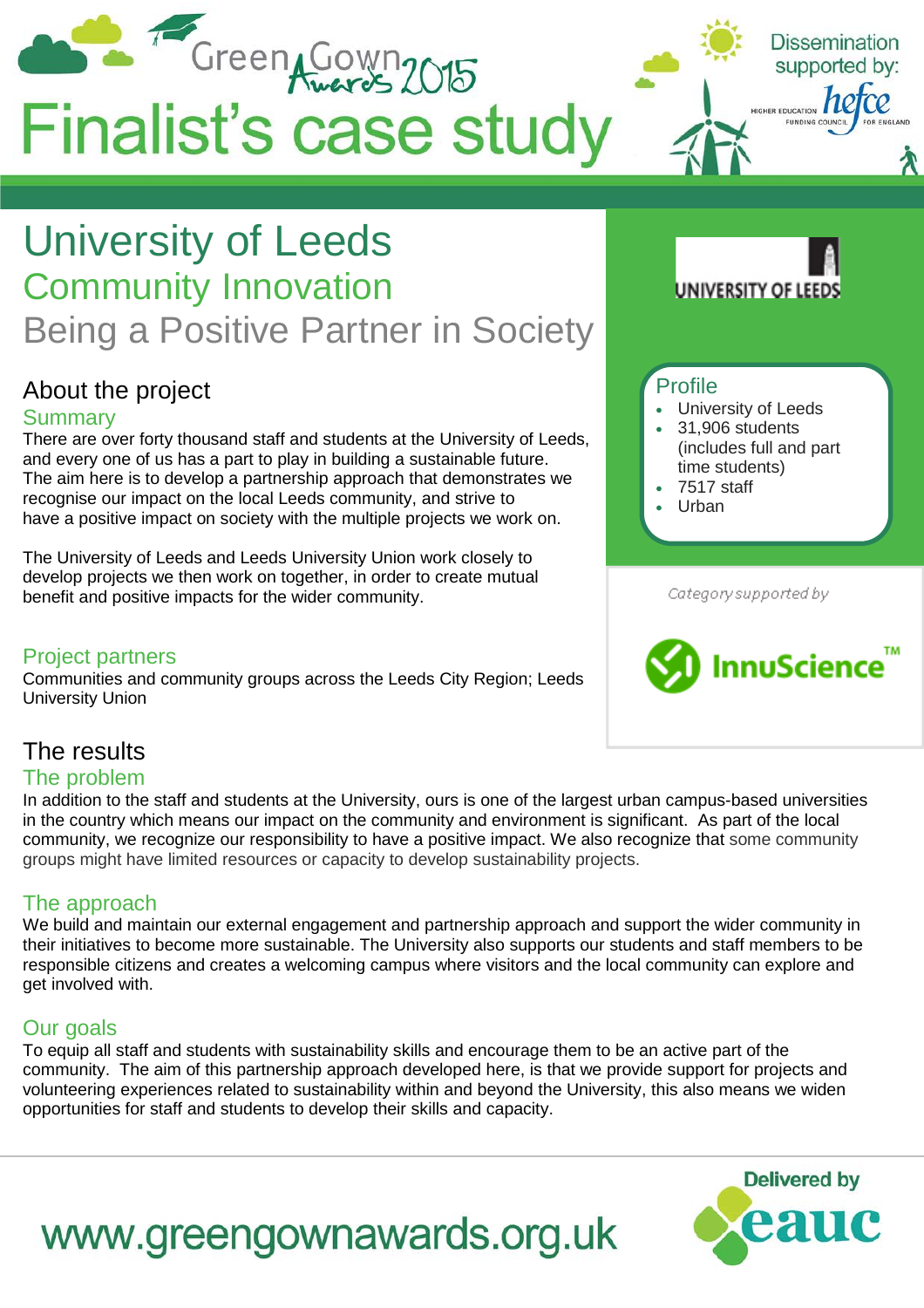# Green Gown Awards 2015

# Finalist's case study

Dissemination supported by: hefce (Higher Education Funding Council for England)

# University of Leeds

## Community Innovation

## Being a Positive Partner in Society

### Profile

- University of Leeds
- 31,906 students (includes full and part time students)
- 7517 staff
- Urban

Category supported by InnuScience™

## About the project

### Summary

There are over forty thousand staff and students at the University of Leeds, and every one of us has a part to play in building a sustainable future. The aim here is to develop a partnership approach that demonstrates we recognise our impact on the local Leeds community, and strive to have a positive impact on society with the multiple projects we work on.

The University of Leeds and Leeds University Union work closely to develop projects we then work on together, in order to create mutual benefit and positive impacts for the wider community.

### Project partners

Communities and community groups across the Leeds City Region; Leeds University Union

## The results

### The problem

In addition to the staff and students at the University, ours is one of the largest urban campus-based universities in the country which means our impact on the community and environment is significant. As part of the local community, we recognize our responsibility to have a positive impact. We also recognize that some community groups might have limited resources or capacity to develop sustainability projects.

### The approach

We build and maintain our external engagement and partnership approach and support the wider community in their initiatives to become more sustainable. The University also supports our students and staff members to be responsible citizens and creates a welcoming campus where visitors and the local community can explore and get involved with.

### Our goals

To equip all staff and students with sustainability skills and encourage them to be an active part of the community. The aim of this partnership approach developed here, is that we provide support for projects and volunteering experiences related to sustainability within and beyond the University, this also means we widen opportunities for staff and students to develop their skills and capacity.

www.greengownawards.org.uk

Delivered by eauc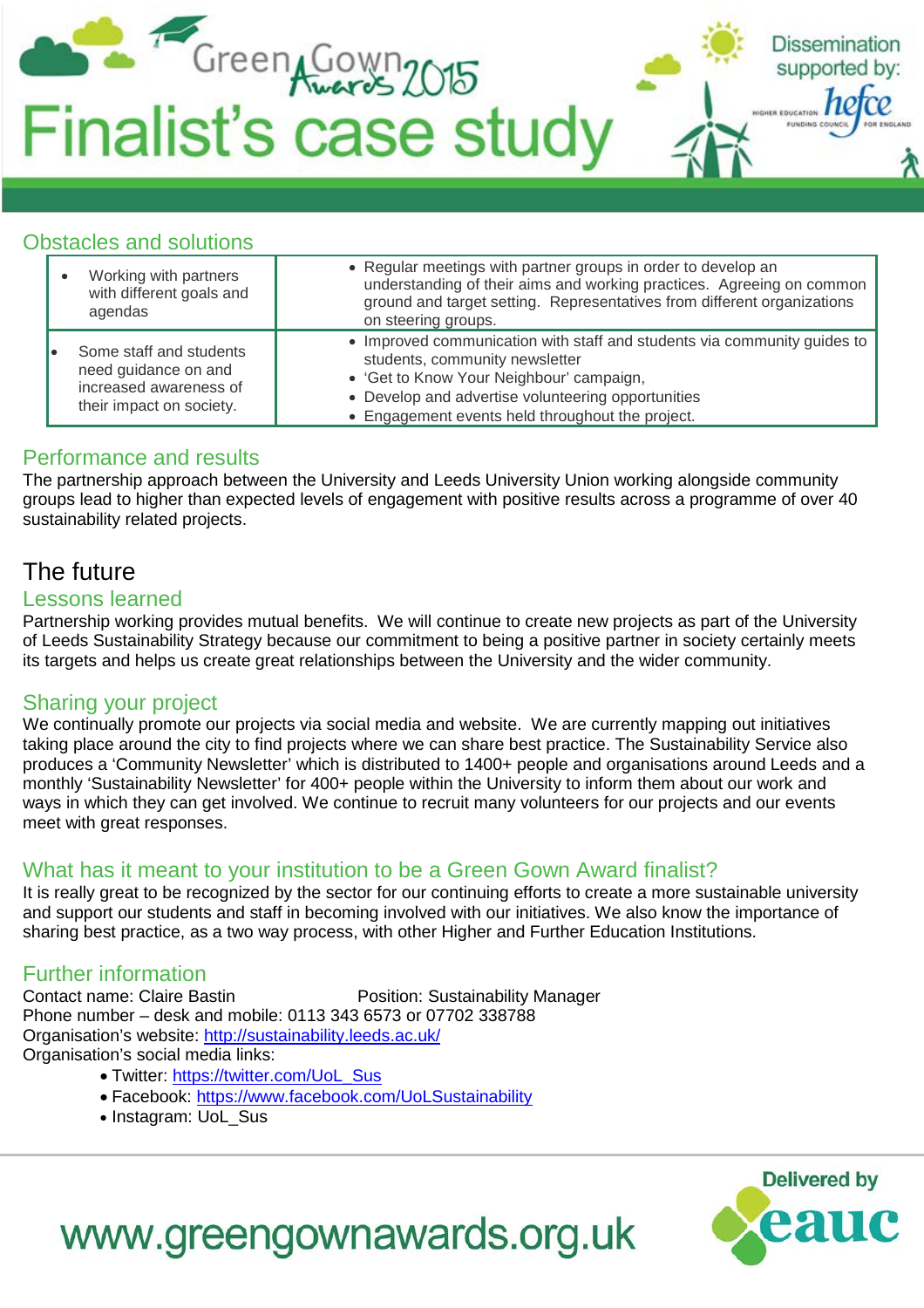## Obstacles and solutions

| | |
|---|---|
| • Working with partners with different goals and agendas | • Regular meetings with partner groups in order to develop an understanding of their aims and working practices. Agreeing on common ground and target setting. Representatives from different organizations on steering groups. |
| • Some staff and students need guidance on and increased awareness of their impact on society. | • Improved communication with staff and students via community guides to students, community newsletter<br>• 'Get to Know Your Neighbour' campaign,<br>• Develop and advertise volunteering opportunities<br>• Engagement events held throughout the project. |

## Performance and results

The partnership approach between the University and Leeds University Union working alongside community groups lead to higher than expected levels of engagement with positive results across a programme of over 40 sustainability related projects.

# The future

## Lessons learned

Partnership working provides mutual benefits. We will continue to create new projects as part of the University of Leeds Sustainability Strategy because our commitment to being a positive partner in society certainly meets its targets and helps us create great relationships between the University and the wider community.

## Sharing your project

We continually promote our projects via social media and website. We are currently mapping out initiatives taking place around the city to find projects where we can share best practice. The Sustainability Service also produces a 'Community Newsletter' which is distributed to 1400+ people and organisations around Leeds and a monthly 'Sustainability Newsletter' for 400+ people within the University to inform them about our work and ways in which they can get involved. We continue to recruit many volunteers for our projects and our events meet with great responses.

## What has it meant to your institution to be a Green Gown Award finalist?

It is really great to be recognized by the sector for our continuing efforts to create a more sustainable university and support our students and staff in becoming involved with our initiatives. We also know the importance of sharing best practice, as a two way process, with other Higher and Further Education Institutions.

## Further information

Contact name: Claire Bastin Position: Sustainability Manager
Phone number – desk and mobile: 0113 343 6573 or 07702 338788
Organisation's website: http://sustainability.leeds.ac.uk/
Organisation's social media links:

- Twitter: https://twitter.com/UoL_Sus
- Facebook: https://www.facebook.com/UoLSustainability
- Instagram: UoL_Sus